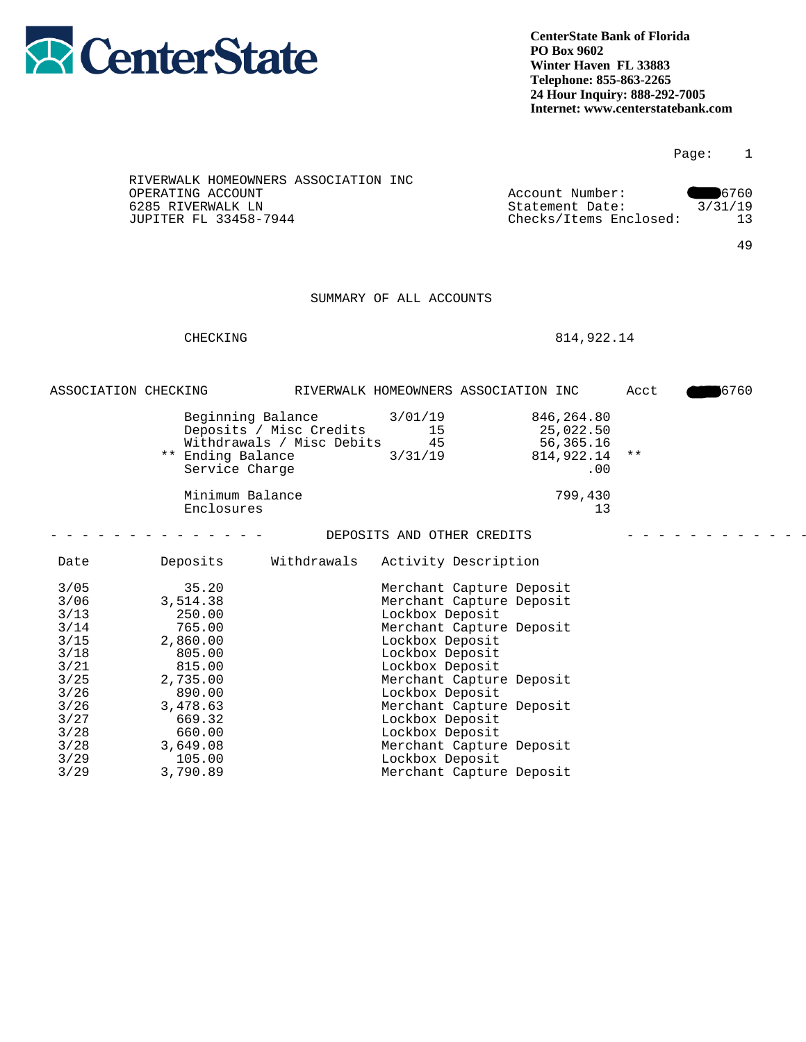**CenterState**

**CenterState Bank of Florida**
**PO Box 9602**
**Winter Haven FL 33883**
**Telephone: 855-863-2265**
**24 Hour Inquiry: 888-292-7005**
**Internet: www.centerstatebank.com**

RIVERWALK HOMEOWNERS ASSOCIATION INC
OPERATING ACCOUNT
6285 RIVERWALK LN
JUPITER FL 33458-7944

| | |
|---|---|
| Account Number: | 6760 |
| Statement Date: | 3/31/19 |
| Checks/Items Enclosed: | 13 |

49

## SUMMARY OF ALL ACCOUNTS

| | |
|---|---|
| CHECKING | 814,922.14 |

ASSOCIATION CHECKING    RIVERWALK HOMEOWNERS ASSOCIATION INC    Acct 6760

| | | | |
|---|---|---|---|
| Beginning Balance | 3/01/19 | 846,264.80 | |
| Deposits / Misc Credits | 15 | 25,022.50 | |
| Withdrawals / Misc Debits | 45 | 56,365.16 | |
| ** Ending Balance | 3/31/19 | 814,922.14 | ** |
| Service Charge | | .00 | |
| Minimum Balance | | 799,430 | |
| Enclosures | | 13 | |

### DEPOSITS AND OTHER CREDITS

| Date | Deposits | Withdrawals | Activity Description |
|---|---|---|---|
| 3/05 | 35.20 | | Merchant Capture Deposit |
| 3/06 | 3,514.38 | | Merchant Capture Deposit |
| 3/13 | 250.00 | | Lockbox Deposit |
| 3/14 | 765.00 | | Merchant Capture Deposit |
| 3/15 | 2,860.00 | | Lockbox Deposit |
| 3/18 | 805.00 | | Lockbox Deposit |
| 3/21 | 815.00 | | Lockbox Deposit |
| 3/25 | 2,735.00 | | Merchant Capture Deposit |
| 3/26 | 890.00 | | Lockbox Deposit |
| 3/26 | 3,478.63 | | Merchant Capture Deposit |
| 3/27 | 669.32 | | Lockbox Deposit |
| 3/28 | 660.00 | | Lockbox Deposit |
| 3/28 | 3,649.08 | | Merchant Capture Deposit |
| 3/29 | 105.00 | | Lockbox Deposit |
| 3/29 | 3,790.89 | | Merchant Capture Deposit |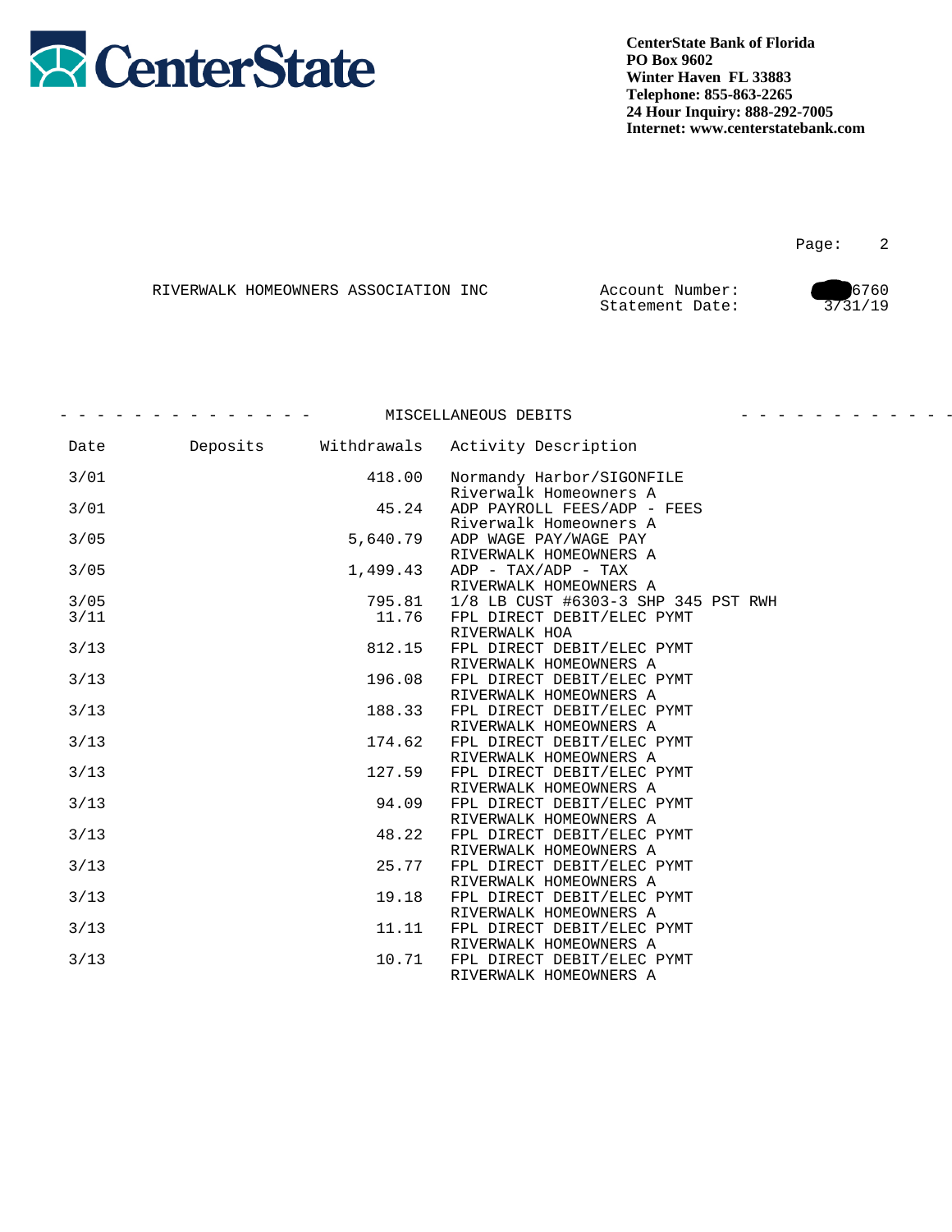CenterState

**CenterState Bank of Florida**
**PO Box 9602**
**Winter Haven FL 33883**
**Telephone: 855-863-2265**
**24 Hour Inquiry: 888-292-7005**
**Internet: www.centerstatebank.com**

RIVERWALK HOMEOWNERS ASSOCIATION INC

Account Number: 6760
Statement Date: 3/31/19

## MISCELLANEOUS DEBITS

| Date | Deposits | Withdrawals | Activity Description |
|---|---|---|---|
| 3/01 | | 418.00 | Normandy Harbor/SIGONFILE Riverwalk Homeowners A |
| 3/01 | | 45.24 | ADP PAYROLL FEES/ADP - FEES Riverwalk Homeowners A |
| 3/05 | | 5,640.79 | ADP WAGE PAY/WAGE PAY RIVERWALK HOMEOWNERS A |
| 3/05 | | 1,499.43 | ADP - TAX/ADP - TAX RIVERWALK HOMEOWNERS A |
| 3/05 | | 795.81 | 1/8 LB CUST #6303-3 SHP 345 PST RWH |
| 3/11 | | 11.76 | FPL DIRECT DEBIT/ELEC PYMT RIVERWALK HOA |
| 3/13 | | 812.15 | FPL DIRECT DEBIT/ELEC PYMT RIVERWALK HOMEOWNERS A |
| 3/13 | | 196.08 | FPL DIRECT DEBIT/ELEC PYMT RIVERWALK HOMEOWNERS A |
| 3/13 | | 188.33 | FPL DIRECT DEBIT/ELEC PYMT RIVERWALK HOMEOWNERS A |
| 3/13 | | 174.62 | FPL DIRECT DEBIT/ELEC PYMT RIVERWALK HOMEOWNERS A |
| 3/13 | | 127.59 | FPL DIRECT DEBIT/ELEC PYMT RIVERWALK HOMEOWNERS A |
| 3/13 | | 94.09 | FPL DIRECT DEBIT/ELEC PYMT RIVERWALK HOMEOWNERS A |
| 3/13 | | 48.22 | FPL DIRECT DEBIT/ELEC PYMT RIVERWALK HOMEOWNERS A |
| 3/13 | | 25.77 | FPL DIRECT DEBIT/ELEC PYMT RIVERWALK HOMEOWNERS A |
| 3/13 | | 19.18 | FPL DIRECT DEBIT/ELEC PYMT RIVERWALK HOMEOWNERS A |
| 3/13 | | 11.11 | FPL DIRECT DEBIT/ELEC PYMT RIVERWALK HOMEOWNERS A |
| 3/13 | | 10.71 | FPL DIRECT DEBIT/ELEC PYMT RIVERWALK HOMEOWNERS A |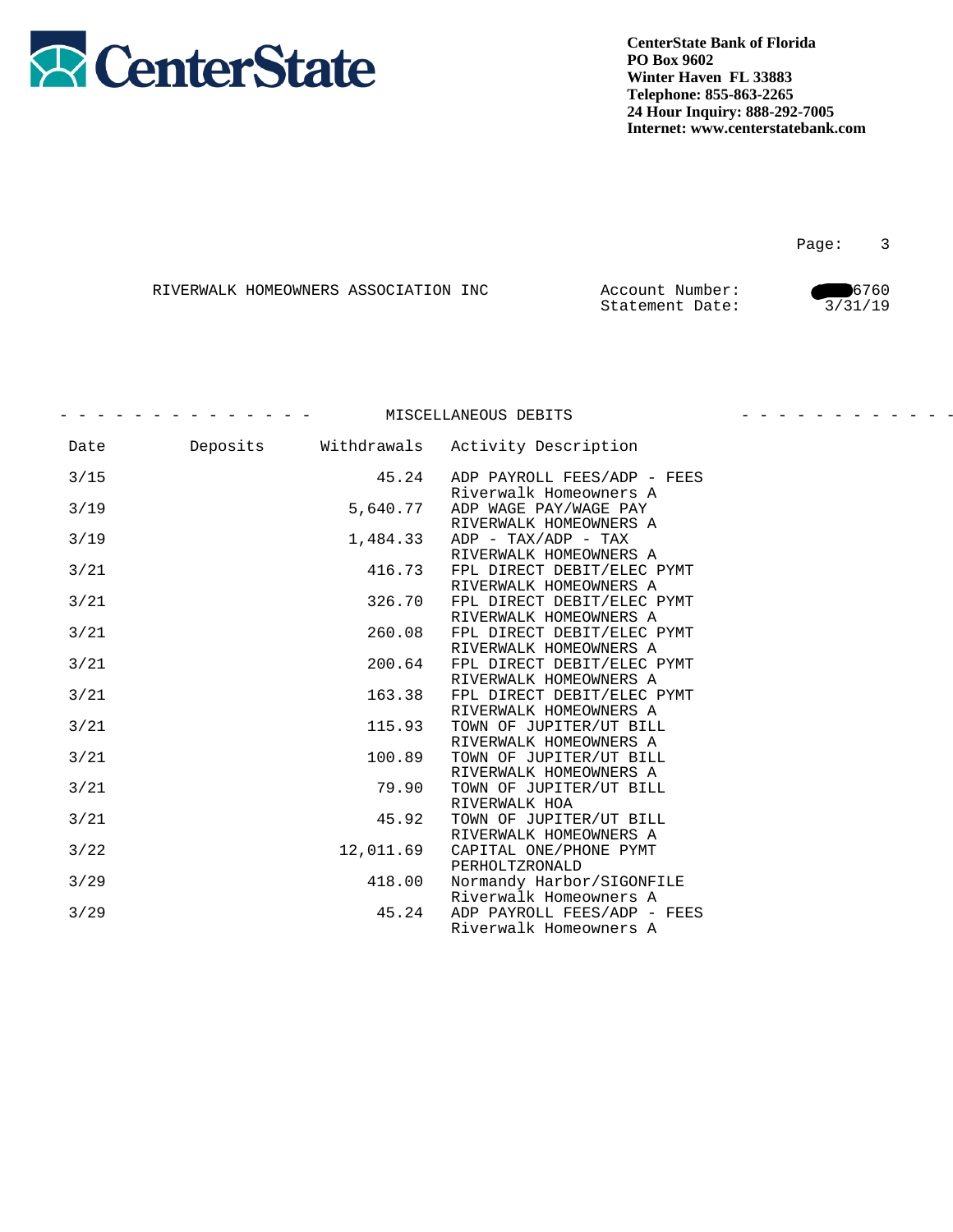**CenterState Bank of Florida**
**PO Box 9602**
**Winter Haven FL 33883**
**Telephone: 855-863-2265**
**24 Hour Inquiry: 888-292-7005**
**Internet: www.centerstatebank.com**

Page: 3

RIVERWALK HOMEOWNERS ASSOCIATION INC

Account Number: 6760
Statement Date: 3/31/19

## MISCELLANEOUS DEBITS

| Date | Deposits | Withdrawals | Activity Description |
|---|---|---|---|
| 3/15 | | 45.24 | ADP PAYROLL FEES/ADP - FEES Riverwalk Homeowners A |
| 3/19 | | 5,640.77 | ADP WAGE PAY/WAGE PAY RIVERWALK HOMEOWNERS A |
| 3/19 | | 1,484.33 | ADP - TAX/ADP - TAX RIVERWALK HOMEOWNERS A |
| 3/21 | | 416.73 | FPL DIRECT DEBIT/ELEC PYMT RIVERWALK HOMEOWNERS A |
| 3/21 | | 326.70 | FPL DIRECT DEBIT/ELEC PYMT RIVERWALK HOMEOWNERS A |
| 3/21 | | 260.08 | FPL DIRECT DEBIT/ELEC PYMT RIVERWALK HOMEOWNERS A |
| 3/21 | | 200.64 | FPL DIRECT DEBIT/ELEC PYMT RIVERWALK HOMEOWNERS A |
| 3/21 | | 163.38 | FPL DIRECT DEBIT/ELEC PYMT RIVERWALK HOMEOWNERS A |
| 3/21 | | 115.93 | TOWN OF JUPITER/UT BILL RIVERWALK HOMEOWNERS A |
| 3/21 | | 100.89 | TOWN OF JUPITER/UT BILL RIVERWALK HOMEOWNERS A |
| 3/21 | | 79.90 | TOWN OF JUPITER/UT BILL RIVERWALK HOA |
| 3/21 | | 45.92 | TOWN OF JUPITER/UT BILL RIVERWALK HOMEOWNERS A |
| 3/22 | | 12,011.69 | CAPITAL ONE/PHONE PYMT PERHOLTZRONALD |
| 3/29 | | 418.00 | Normandy Harbor/SIGONFILE Riverwalk Homeowners A |
| 3/29 | | 45.24 | ADP PAYROLL FEES/ADP - FEES Riverwalk Homeowners A |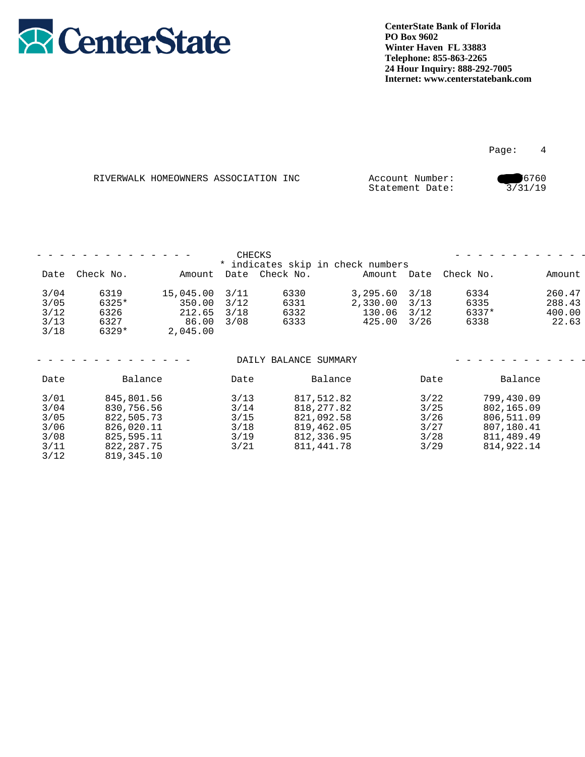**CenterState Bank of Florida**
**PO Box 9602**
**Winter Haven FL 33883**
**Telephone: 855-863-2265**
**24 Hour Inquiry: 888-292-7005**
**Internet: www.centerstatebank.com**

RIVERWALK HOMEOWNERS ASSOCIATION INC

Account Number: 6760
Statement Date: 3/31/19

## CHECKS

\* indicates skip in check numbers

| Date | Check No. | Amount | Date | Check No. | Amount | Date | Check No. | Amount |
|---|---|---|---|---|---|---|---|---|
| 3/04 | 6319 | 15,045.00 | 3/11 | 6330 | 3,295.60 | 3/18 | 6334 | 260.47 |
| 3/05 | 6325* | 350.00 | 3/12 | 6331 | 2,330.00 | 3/13 | 6335 | 288.43 |
| 3/12 | 6326 | 212.65 | 3/18 | 6332 | 130.06 | 3/12 | 6337* | 400.00 |
| 3/13 | 6327 | 86.00 | 3/08 | 6333 | 425.00 | 3/26 | 6338 | 22.63 |
| 3/18 | 6329* | 2,045.00 | | | | | | |

## DAILY BALANCE SUMMARY

| Date | Balance | Date | Balance | Date | Balance |
|---|---|---|---|---|---|
| 3/01 | 845,801.56 | 3/13 | 817,512.82 | 3/22 | 799,430.09 |
| 3/04 | 830,756.56 | 3/14 | 818,277.82 | 3/25 | 802,165.09 |
| 3/05 | 822,505.73 | 3/15 | 821,092.58 | 3/26 | 806,511.09 |
| 3/06 | 826,020.11 | 3/18 | 819,462.05 | 3/27 | 807,180.41 |
| 3/08 | 825,595.11 | 3/19 | 812,336.95 | 3/28 | 811,489.49 |
| 3/11 | 822,287.75 | 3/21 | 811,441.78 | 3/29 | 814,922.14 |
| 3/12 | 819,345.10 | | | | |